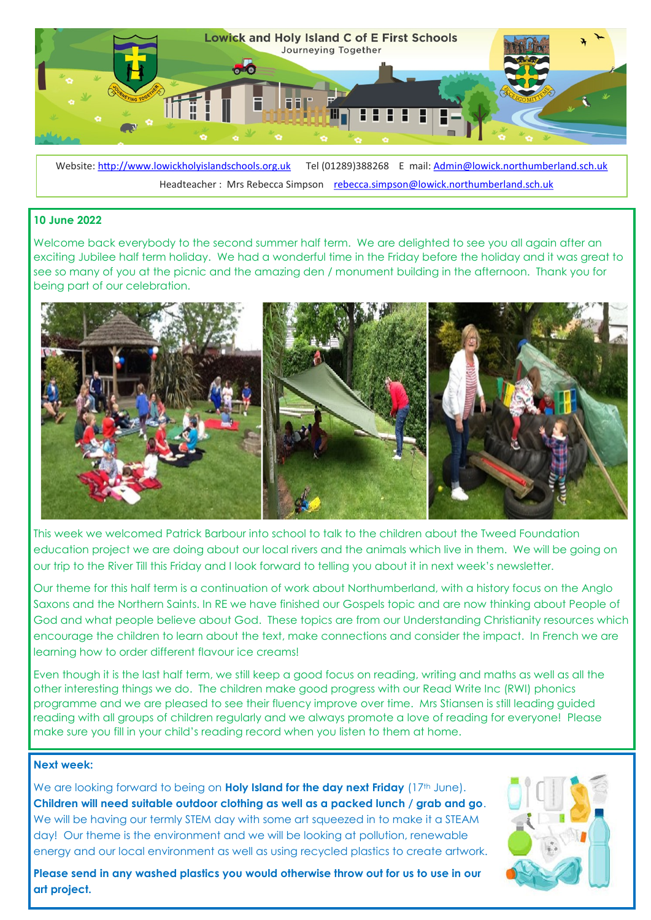# Lowick and Holy Island C of E First Schools

Journeying Together

Website: http://www.lowickholyislandschools.org.uk Tel (01289)388268 E mail: Admin@lowick.northumberland.sch.uk

Headteacher : Mrs Rebecca Simpson rebecca.simpson@lowick.northumberland.sch.uk

**10 June 2022**

Welcome back everybody to the second summer half term. We are delighted to see you all again after an exciting Jubilee half term holiday. We had a wonderful time in the Friday before the holiday and it was great to see so many of you at the picnic and the amazing den / monument building in the afternoon. Thank you for being part of our celebration.

This week we welcomed Patrick Barbour into school to talk to the children about the Tweed Foundation education project we are doing about our local rivers and the animals which live in them. We will be going on our trip to the River Till this Friday and I look forward to telling you about it in next week's newsletter.

Our theme for this half term is a continuation of work about Northumberland, with a history focus on the Anglo Saxons and the Northern Saints. In RE we have finished our Gospels topic and are now thinking about People of God and what people believe about God. These topics are from our Understanding Christianity resources which encourage the children to learn about the text, make connections and consider the impact. In French we are learning how to order different flavour ice creams!

Even though it is the last half term, we still keep a good focus on reading, writing and maths as well as all the other interesting things we do. The children make good progress with our Read Write Inc (RWI) phonics programme and we are pleased to see their fluency improve over time. Mrs Stiansen is still leading guided reading with all groups of children regularly and we always promote a love of reading for everyone! Please make sure you fill in your child's reading record when you listen to them at home.

**Next week:**

We are looking forward to being on **Holy Island for the day next Friday** (17th June). **Children will need suitable outdoor clothing as well as a packed lunch / grab and go**. We will be having our termly STEM day with some art squeezed in to make it a STEAM day! Our theme is the environment and we will be looking at pollution, renewable energy and our local environment as well as using recycled plastics to create artwork.

**Please send in any washed plastics you would otherwise throw out for us to use in our art project.**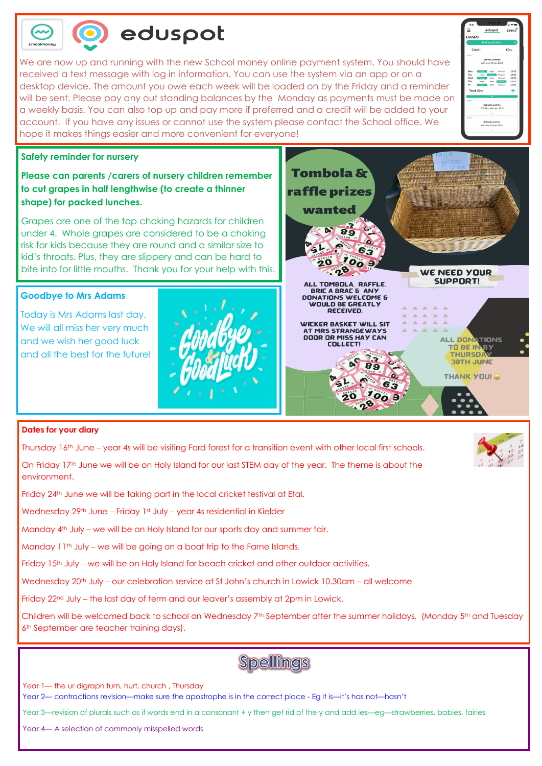## eduspot

We are now up and running with the new School money online payment system. You should have received a text message with log in information. You can use the system via an app or on a desktop device. The amount you owe each week will be loaded on by the Friday and a reminder will be sent. Please pay any out standing balances by the Monday as payments must be made on a weekly basis. You can also top up and pay more if preferred and a credit will be added to your account. If you have any issues or cannot use the system please contact the School office. We hope it makes things easier and more convenient for everyone!

### Safety reminder for nursery

**Please can parents /carers of nursery children remember to cut grapes in half lengthwise (to create a thinner shape) for packed lunches.**

Grapes are one of the top choking hazards for children under 4. Whole grapes are considered to be a choking risk for kids because they are round and a similar size to kid's throats. Plus, they are slippery and can be hard to bite into for little mouths. Thank you for your help with this.

### Tombola & raffle prizes wanted

WE NEED YOUR SUPPORT!

ALL TOMBOLA, RAFFLE, BRIC A BRAC & ANY DONATIONS WELCOME & WOULD BE GREATLY RECEIVED.

WICKER BASKET WILL SIT AT MRS STRANGEWAYS DOOR OR MISS HAY CAN COLLECT!

ALL DONATIONS TO BE IN BY THURSDAY 30TH JUNE

THANK YOU! 😊

### Goodbye to Mrs Adams

Today is Mrs Adams last day. We will all miss her very much and we wish her good luck and all the best for the future!

Goodbye & Good Luck

### Dates for your diary

Thursday 16th June – year 4s will be visiting Ford forest for a transition event with other local first schools.

On Friday 17th June we will be on Holy Island for our last STEM day of the year. The theme is about the environment.

Friday 24th June we will be taking part in the local cricket festival at Etal.

Wednesday 29th June – Friday 1st July – year 4s residential in Kielder

Monday 4th July – we will be on Holy Island for our sports day and summer fair.

Monday 11th July – we will be going on a boat trip to the Farne Islands.

Friday 15th July – we will be on Holy Island for beach cricket and other outdoor activities.

Wednesday 20th July – our celebration service at St John's church in Lowick 10.30am – all welcome

Friday 22nd July – the last day of term and our leaver's assembly at 2pm in Lowick.

Children will be welcomed back to school on Wednesday 7th September after the summer holidays. (Monday 5th and Tuesday 6th September are teacher training days).

## Spellings

Year 1— the ur digraph turn, hurt, church , Thursday

Year 2— contractions revision—make sure the apostrophe is in the correct place - Eg it is—it's has not—hasn't

Year 3—revision of plurals such as if words end in a consonant + y then get rid of the y and add ies—eg—strawberries, babies, fairies

Year 4— A selection of commonly misspelled words